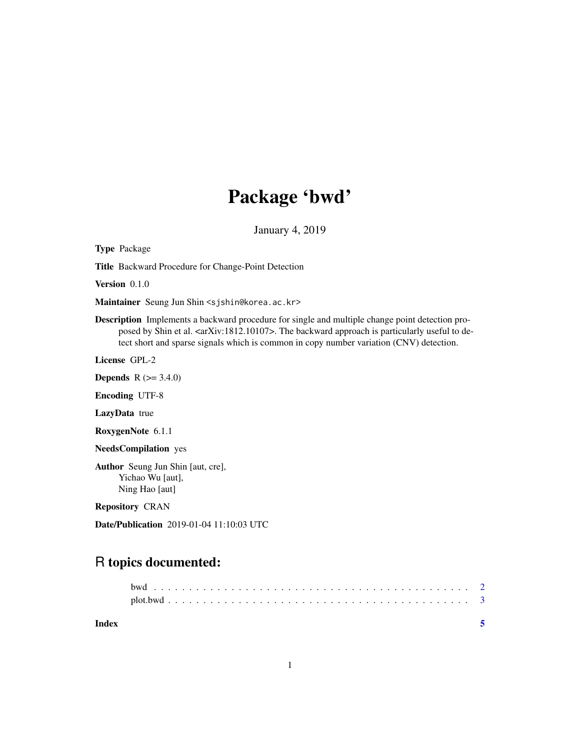# Package 'bwd'

January 4, 2019

**Type** Package

**Title** Backward Procedure for Change-Point Detection

**Version** 0.1.0

**Maintainer** Seung Jun Shin <sjshin@korea.ac.kr>

**Description** Implements a backward procedure for single and multiple change point detection proposed by Shin et al. <arXiv:1812.10107>. The backward approach is particularly useful to detect short and sparse signals which is common in copy number variation (CNV) detection.

**License** GPL-2

**Depends** R (>= 3.4.0)

**Encoding** UTF-8

**LazyData** true

**RoxygenNote** 6.1.1

**NeedsCompilation** yes

**Author** Seung Jun Shin [aut, cre],
Yichao Wu [aut],
Ning Hao [aut]

**Repository** CRAN

**Date/Publication** 2019-01-04 11:10:03 UTC

## R topics documented:

bwd . . . . . . . . . . . . . . . . . . . . . . . . . . . . . . . . . . . . . . . . . . 2
plot.bwd . . . . . . . . . . . . . . . . . . . . . . . . . . . . . . . . . . . . . . . 3

**Index** 5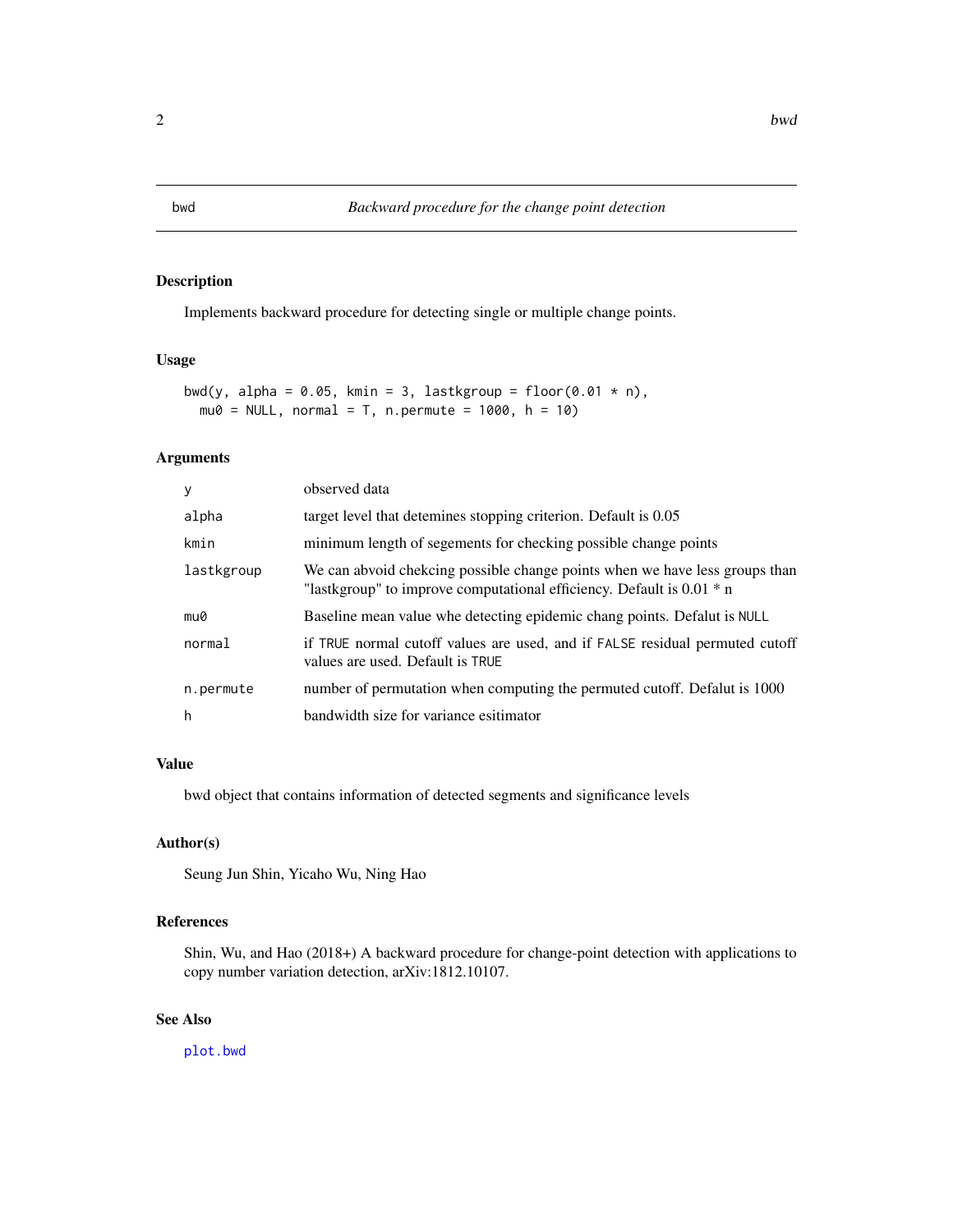## bwd — *Backward procedure for the change point detection*

### Description

Implements backward procedure for detecting single or multiple change points.

### Usage

```
bwd(y, alpha = 0.05, kmin = 3, lastkgroup = floor(0.01 * n),
  mu0 = NULL, normal = T, n.permute = 1000, h = 10)
```

### Arguments

| | |
|---|---|
| y | observed data |
| alpha | target level that detemines stopping criterion. Default is 0.05 |
| kmin | minimum length of segements for checking possible change points |
| lastkgroup | We can abvoid chekcing possible change points when we have less groups than "lastkgroup" to improve computational efficiency. Default is 0.01 * n |
| mu0 | Baseline mean value whe detecting epidemic chang points. Defalut is `NULL` |
| normal | if `TRUE` normal cutoff values are used, and if `FALSE` residual permuted cutoff values are used. Default is `TRUE` |
| n.permute | number of permutation when computing the permuted cutoff. Defalut is 1000 |
| h | bandwidth size for variance esitimator |

### Value

bwd object that contains information of detected segments and significance levels

### Author(s)

Seung Jun Shin, Yicaho Wu, Ning Hao

### References

Shin, Wu, and Hao (2018+) A backward procedure for change-point detection with applications to copy number variation detection, arXiv:1812.10107.

### See Also

plot.bwd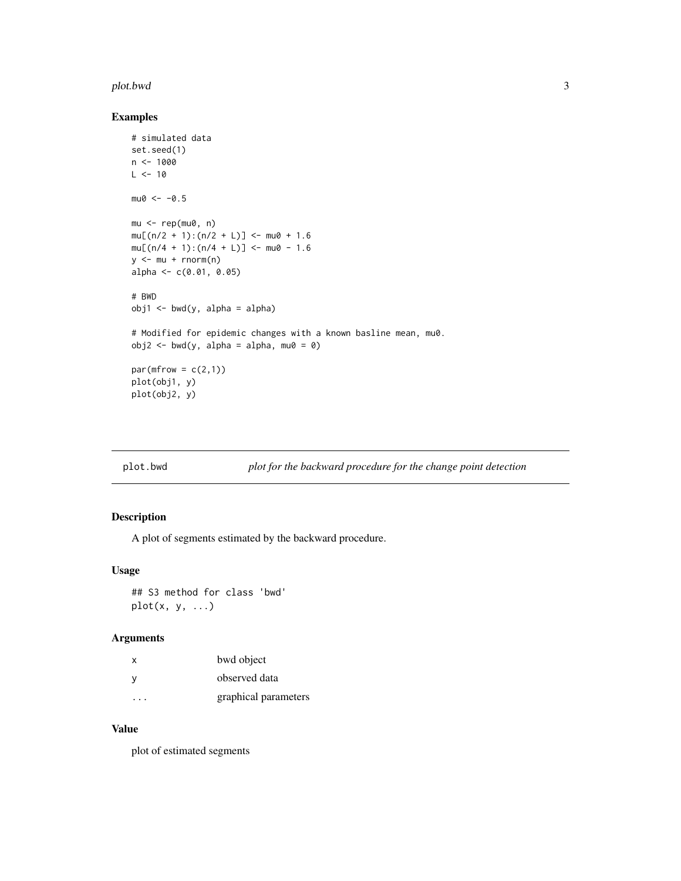## Examples

```
# simulated data
set.seed(1)
n <- 1000
L <- 10

mu0 <- -0.5

mu <- rep(mu0, n)
mu[(n/2 + 1):(n/2 + L)] <- mu0 + 1.6
mu[(n/4 + 1):(n/4 + L)] <- mu0 - 1.6
y <- mu + rnorm(n)
alpha <- c(0.01, 0.05)

# BWD
obj1 <- bwd(y, alpha = alpha)

# Modified for epidemic changes with a known basline mean, mu0.
obj2 <- bwd(y, alpha = alpha, mu0 = 0)

par(mfrow = c(2,1))
plot(obj1, y)
plot(obj2, y)
```

---

# plot.bwd — *plot for the backward procedure for the change point detection*

## Description

A plot of segments estimated by the backward procedure.

## Usage

```
## S3 method for class 'bwd'
plot(x, y, ...)
```

## Arguments

| | |
|---|---|
| x | bwd object |
| y | observed data |
| ... | graphical parameters |

## Value

plot of estimated segments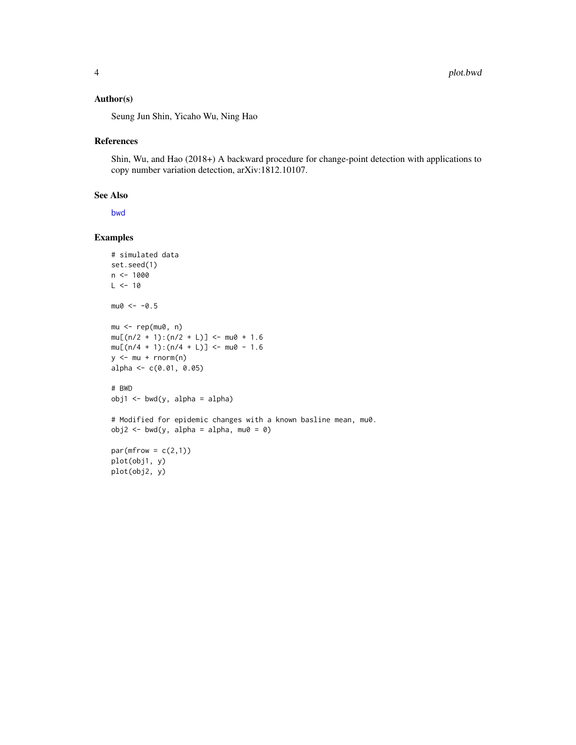## Author(s)

Seung Jun Shin, Yicaho Wu, Ning Hao

## References

Shin, Wu, and Hao (2018+) A backward procedure for change-point detection with applications to copy number variation detection, arXiv:1812.10107.

## See Also

bwd

## Examples

```
# simulated data
set.seed(1)
n <- 1000
L <- 10

mu0 <- -0.5

mu <- rep(mu0, n)
mu[(n/2 + 1):(n/2 + L)] <- mu0 + 1.6
mu[(n/4 + 1):(n/4 + L)] <- mu0 - 1.6
y <- mu + rnorm(n)
alpha <- c(0.01, 0.05)

# BWD
obj1 <- bwd(y, alpha = alpha)

# Modified for epidemic changes with a known basline mean, mu0.
obj2 <- bwd(y, alpha = alpha, mu0 = 0)

par(mfrow = c(2,1))
plot(obj1, y)
plot(obj2, y)
```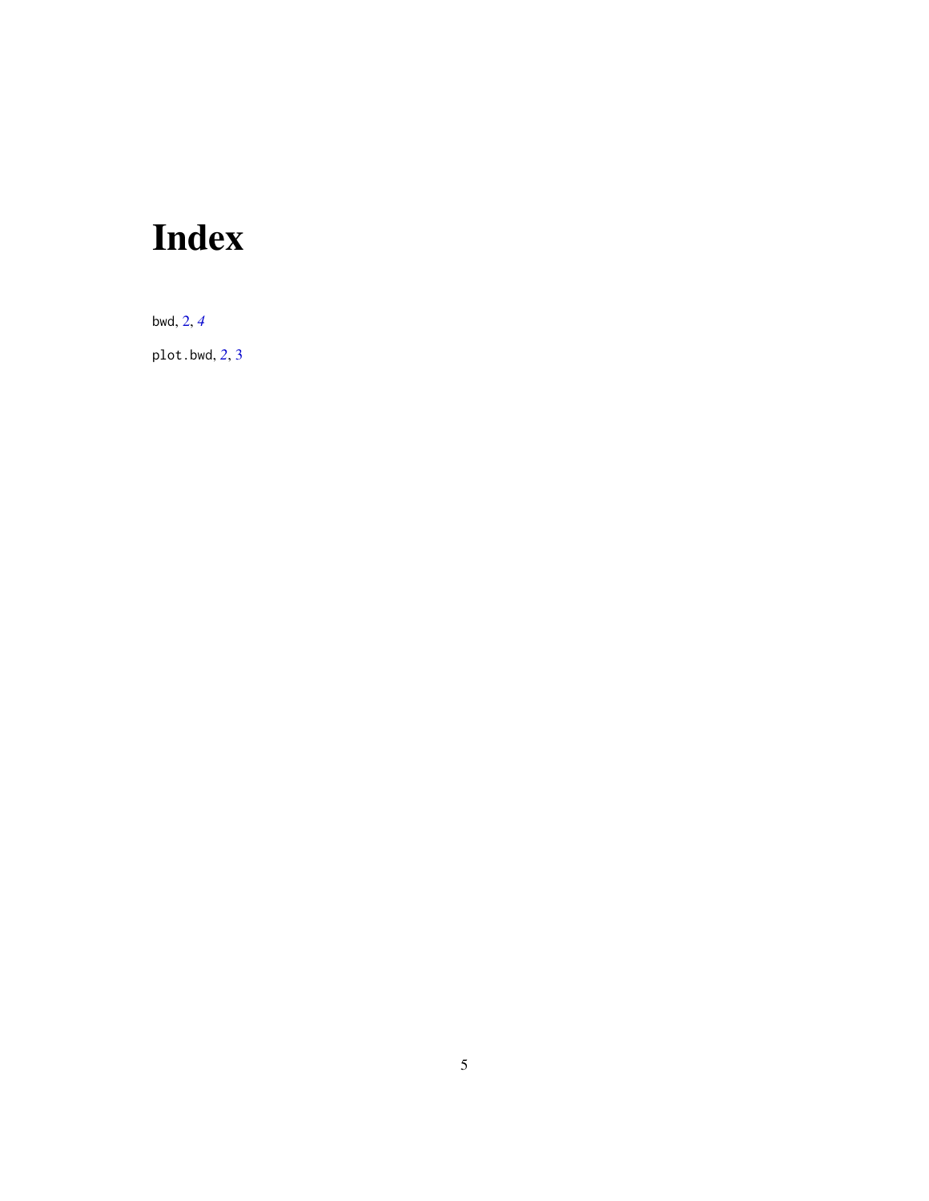# Index

bwd, 2, *4*

plot.bwd, *2*, 3